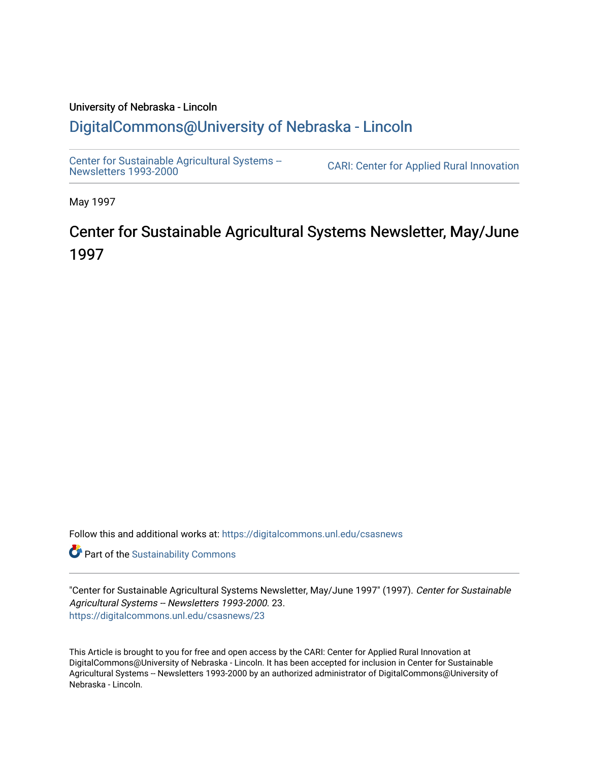University of Nebraska - Lincoln

## DigitalCommons@University of Nebraska - Lincoln

Center for Sustainable Agricultural Systems -- Newsletters 1993-2000

CARI: Center for Applied Rural Innovation

May 1997

# Center for Sustainable Agricultural Systems Newsletter, May/June 1997

Follow this and additional works at: https://digitalcommons.unl.edu/csasnews

Part of the Sustainability Commons

"Center for Sustainable Agricultural Systems Newsletter, May/June 1997" (1997). *Center for Sustainable Agricultural Systems -- Newsletters 1993-2000*. 23.
https://digitalcommons.unl.edu/csasnews/23

This Article is brought to you for free and open access by the CARI: Center for Applied Rural Innovation at DigitalCommons@University of Nebraska - Lincoln. It has been accepted for inclusion in Center for Sustainable Agricultural Systems -- Newsletters 1993-2000 by an authorized administrator of DigitalCommons@University of Nebraska - Lincoln.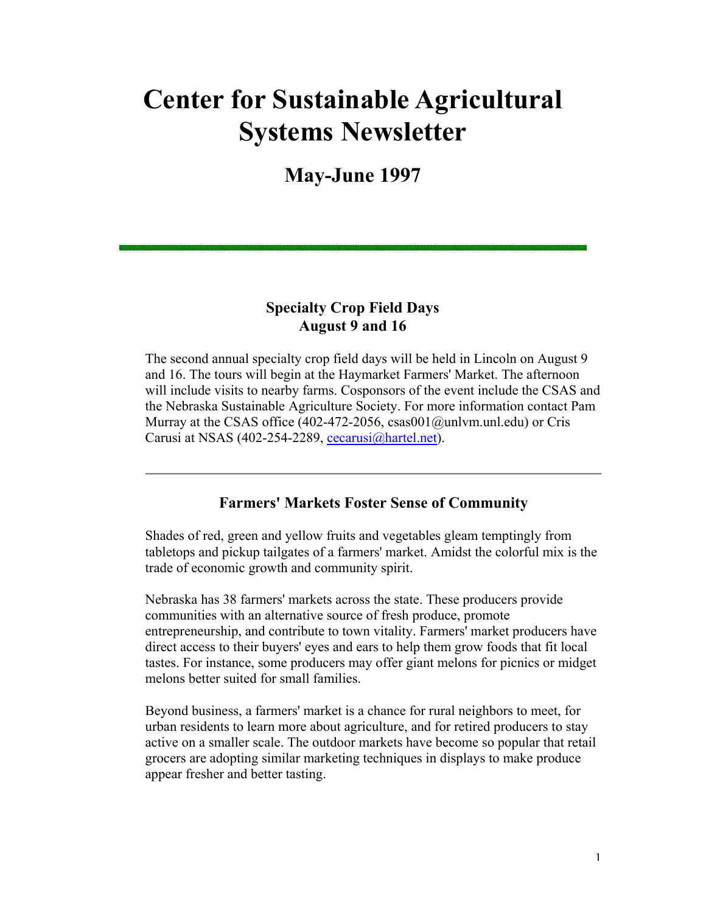# Center for Sustainable Agricultural Systems Newsletter

## May-June 1997

---

### Specialty Crop Field Days
### August 9 and 16

The second annual specialty crop field days will be held in Lincoln on August 9 and 16. The tours will begin at the Haymarket Farmers' Market. The afternoon will include visits to nearby farms. Cosponsors of the event include the CSAS and the Nebraska Sustainable Agriculture Society. For more information contact Pam Murray at the CSAS office (402-472-2056, csas001@unlvm.unl.edu) or Cris Carusi at NSAS (402-254-2289, cecarusi@hartel.net).

---

### Farmers' Markets Foster Sense of Community

Shades of red, green and yellow fruits and vegetables gleam temptingly from tabletops and pickup tailgates of a farmers' market. Amidst the colorful mix is the trade of economic growth and community spirit.

Nebraska has 38 farmers' markets across the state. These producers provide communities with an alternative source of fresh produce, promote entrepreneurship, and contribute to town vitality. Farmers' market producers have direct access to their buyers' eyes and ears to help them grow foods that fit local tastes. For instance, some producers may offer giant melons for picnics or midget melons better suited for small families.

Beyond business, a farmers' market is a chance for rural neighbors to meet, for urban residents to learn more about agriculture, and for retired producers to stay active on a smaller scale. The outdoor markets have become so popular that retail grocers are adopting similar marketing techniques in displays to make produce appear fresher and better tasting.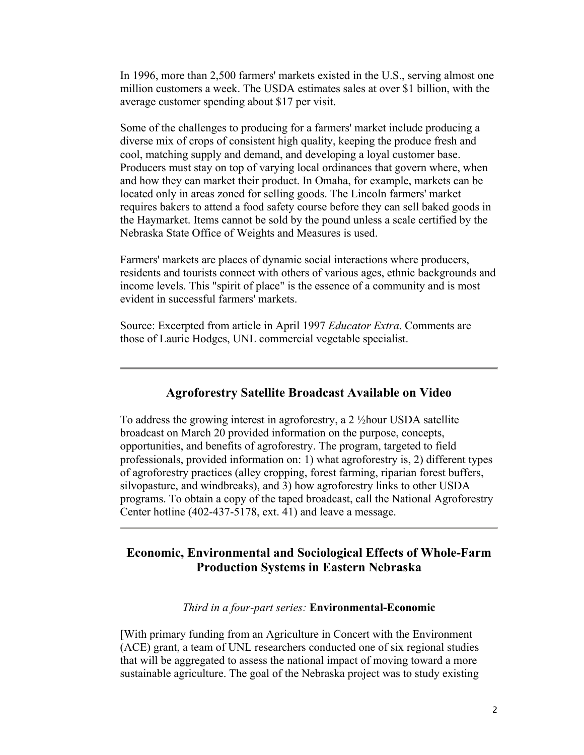In 1996, more than 2,500 farmers' markets existed in the U.S., serving almost one million customers a week. The USDA estimates sales at over $1 billion, with the average customer spending about $17 per visit.

Some of the challenges to producing for a farmers' market include producing a diverse mix of crops of consistent high quality, keeping the produce fresh and cool, matching supply and demand, and developing a loyal customer base. Producers must stay on top of varying local ordinances that govern where, when and how they can market their product. In Omaha, for example, markets can be located only in areas zoned for selling goods. The Lincoln farmers' market requires bakers to attend a food safety course before they can sell baked goods in the Haymarket. Items cannot be sold by the pound unless a scale certified by the Nebraska State Office of Weights and Measures is used.

Farmers' markets are places of dynamic social interactions where producers, residents and tourists connect with others of various ages, ethnic backgrounds and income levels. This "spirit of place" is the essence of a community and is most evident in successful farmers' markets.

Source: Excerpted from article in April 1997 *Educator Extra*. Comments are those of Laurie Hodges, UNL commercial vegetable specialist.

---

## Agroforestry Satellite Broadcast Available on Video

To address the growing interest in agroforestry, a 2 ½hour USDA satellite broadcast on March 20 provided information on the purpose, concepts, opportunities, and benefits of agroforestry. The program, targeted to field professionals, provided information on: 1) what agroforestry is, 2) different types of agroforestry practices (alley cropping, forest farming, riparian forest buffers, silvopasture, and windbreaks), and 3) how agroforestry links to other USDA programs. To obtain a copy of the taped broadcast, call the National Agroforestry Center hotline (402-437-5178, ext. 41) and leave a message.

---

## Economic, Environmental and Sociological Effects of Whole-Farm Production Systems in Eastern Nebraska

*Third in a four-part series:* **Environmental-Economic**

[With primary funding from an Agriculture in Concert with the Environment (ACE) grant, a team of UNL researchers conducted one of six regional studies that will be aggregated to assess the national impact of moving toward a more sustainable agriculture. The goal of the Nebraska project was to study existing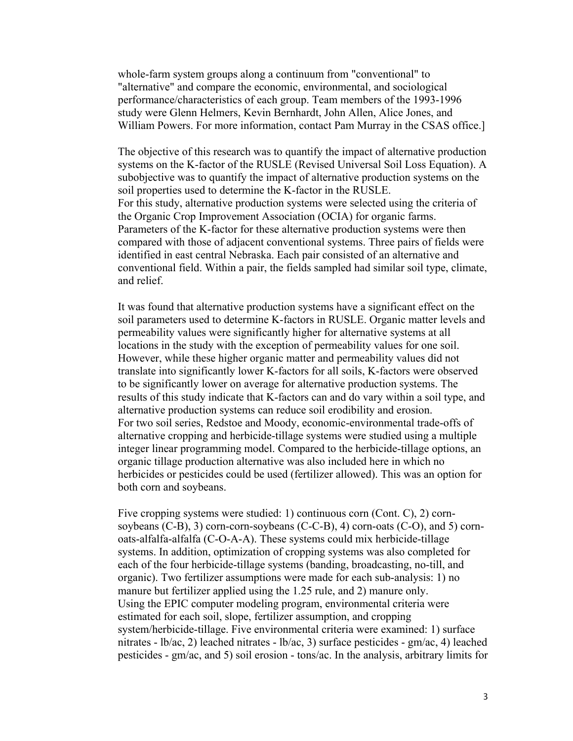whole-farm system groups along a continuum from "conventional" to "alternative" and compare the economic, environmental, and sociological performance/characteristics of each group. Team members of the 1993-1996 study were Glenn Helmers, Kevin Bernhardt, John Allen, Alice Jones, and William Powers. For more information, contact Pam Murray in the CSAS office.]

The objective of this research was to quantify the impact of alternative production systems on the K-factor of the RUSLE (Revised Universal Soil Loss Equation). A subobjective was to quantify the impact of alternative production systems on the soil properties used to determine the K-factor in the RUSLE.
For this study, alternative production systems were selected using the criteria of the Organic Crop Improvement Association (OCIA) for organic farms. Parameters of the K-factor for these alternative production systems were then compared with those of adjacent conventional systems. Three pairs of fields were identified in east central Nebraska. Each pair consisted of an alternative and conventional field. Within a pair, the fields sampled had similar soil type, climate, and relief.

It was found that alternative production systems have a significant effect on the soil parameters used to determine K-factors in RUSLE. Organic matter levels and permeability values were significantly higher for alternative systems at all locations in the study with the exception of permeability values for one soil. However, while these higher organic matter and permeability values did not translate into significantly lower K-factors for all soils, K-factors were observed to be significantly lower on average for alternative production systems. The results of this study indicate that K-factors can and do vary within a soil type, and alternative production systems can reduce soil erodibility and erosion.
For two soil series, Redstoe and Moody, economic-environmental trade-offs of alternative cropping and herbicide-tillage systems were studied using a multiple integer linear programming model. Compared to the herbicide-tillage options, an organic tillage production alternative was also included here in which no herbicides or pesticides could be used (fertilizer allowed). This was an option for both corn and soybeans.

Five cropping systems were studied: 1) continuous corn (Cont. C), 2) corn-soybeans (C-B), 3) corn-corn-soybeans (C-C-B), 4) corn-oats (C-O), and 5) corn-oats-alfalfa-alfalfa (C-O-A-A). These systems could mix herbicide-tillage systems. In addition, optimization of cropping systems was also completed for each of the four herbicide-tillage systems (banding, broadcasting, no-till, and organic). Two fertilizer assumptions were made for each sub-analysis: 1) no manure but fertilizer applied using the 1.25 rule, and 2) manure only.
Using the EPIC computer modeling program, environmental criteria were estimated for each soil, slope, fertilizer assumption, and cropping system/herbicide-tillage. Five environmental criteria were examined: 1) surface nitrates - lb/ac, 2) leached nitrates - lb/ac, 3) surface pesticides - gm/ac, 4) leached pesticides - gm/ac, and 5) soil erosion - tons/ac. In the analysis, arbitrary limits for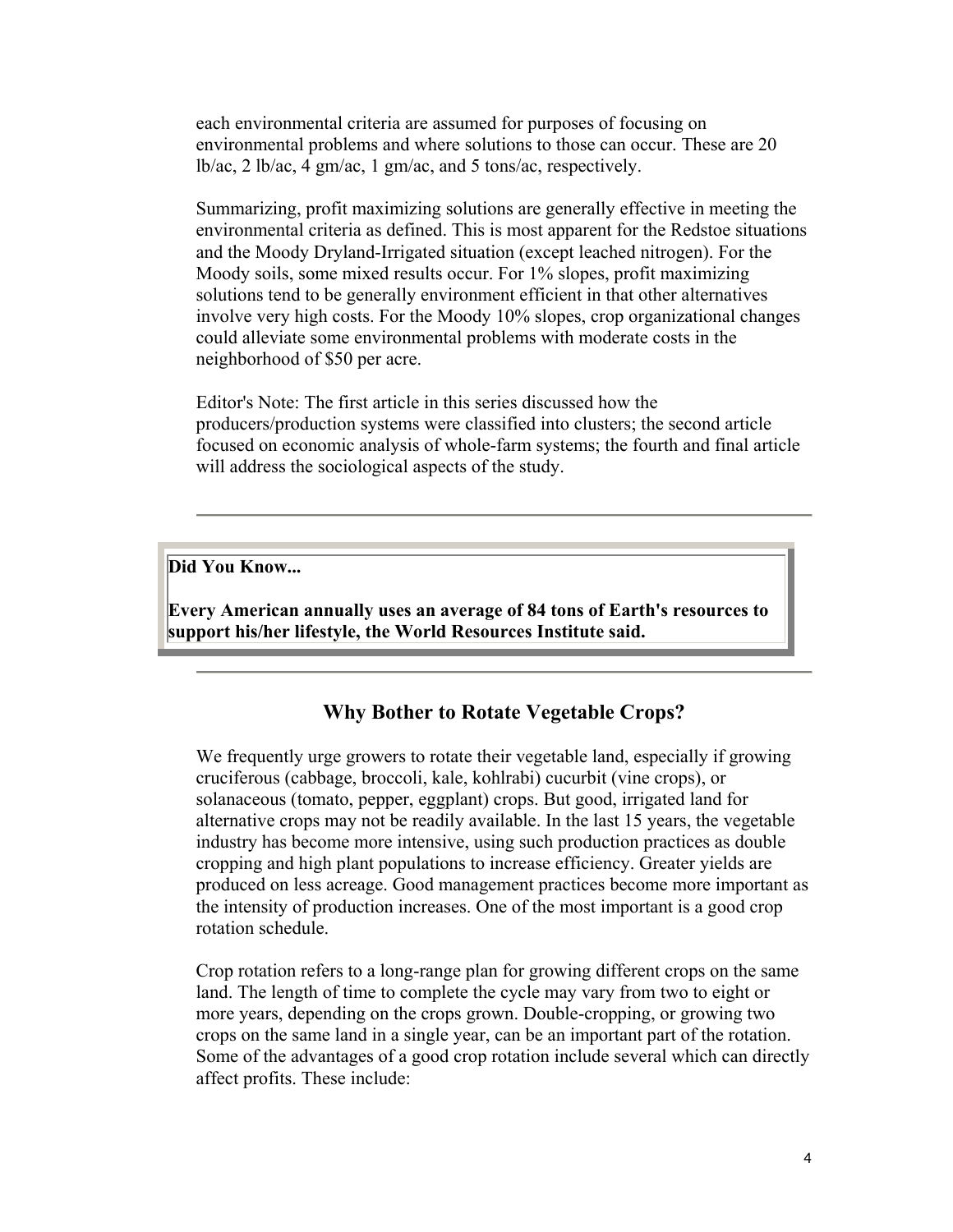each environmental criteria are assumed for purposes of focusing on environmental problems and where solutions to those can occur. These are 20 lb/ac, 2 lb/ac, 4 gm/ac, 1 gm/ac, and 5 tons/ac, respectively.

Summarizing, profit maximizing solutions are generally effective in meeting the environmental criteria as defined. This is most apparent for the Redstoe situations and the Moody Dryland-Irrigated situation (except leached nitrogen). For the Moody soils, some mixed results occur. For 1% slopes, profit maximizing solutions tend to be generally environment efficient in that other alternatives involve very high costs. For the Moody 10% slopes, crop organizational changes could alleviate some environmental problems with moderate costs in the neighborhood of $50 per acre.

Editor's Note: The first article in this series discussed how the producers/production systems were classified into clusters; the second article focused on economic analysis of whole-farm systems; the fourth and final article will address the sociological aspects of the study.

---

**Did You Know...**

**Every American annually uses an average of 84 tons of Earth's resources to support his/her lifestyle, the World Resources Institute said.**

---

## Why Bother to Rotate Vegetable Crops?

We frequently urge growers to rotate their vegetable land, especially if growing cruciferous (cabbage, broccoli, kale, kohlrabi) cucurbit (vine crops), or solanaceous (tomato, pepper, eggplant) crops. But good, irrigated land for alternative crops may not be readily available. In the last 15 years, the vegetable industry has become more intensive, using such production practices as double cropping and high plant populations to increase efficiency. Greater yields are produced on less acreage. Good management practices become more important as the intensity of production increases. One of the most important is a good crop rotation schedule.

Crop rotation refers to a long-range plan for growing different crops on the same land. The length of time to complete the cycle may vary from two to eight or more years, depending on the crops grown. Double-cropping, or growing two crops on the same land in a single year, can be an important part of the rotation. Some of the advantages of a good crop rotation include several which can directly affect profits. These include: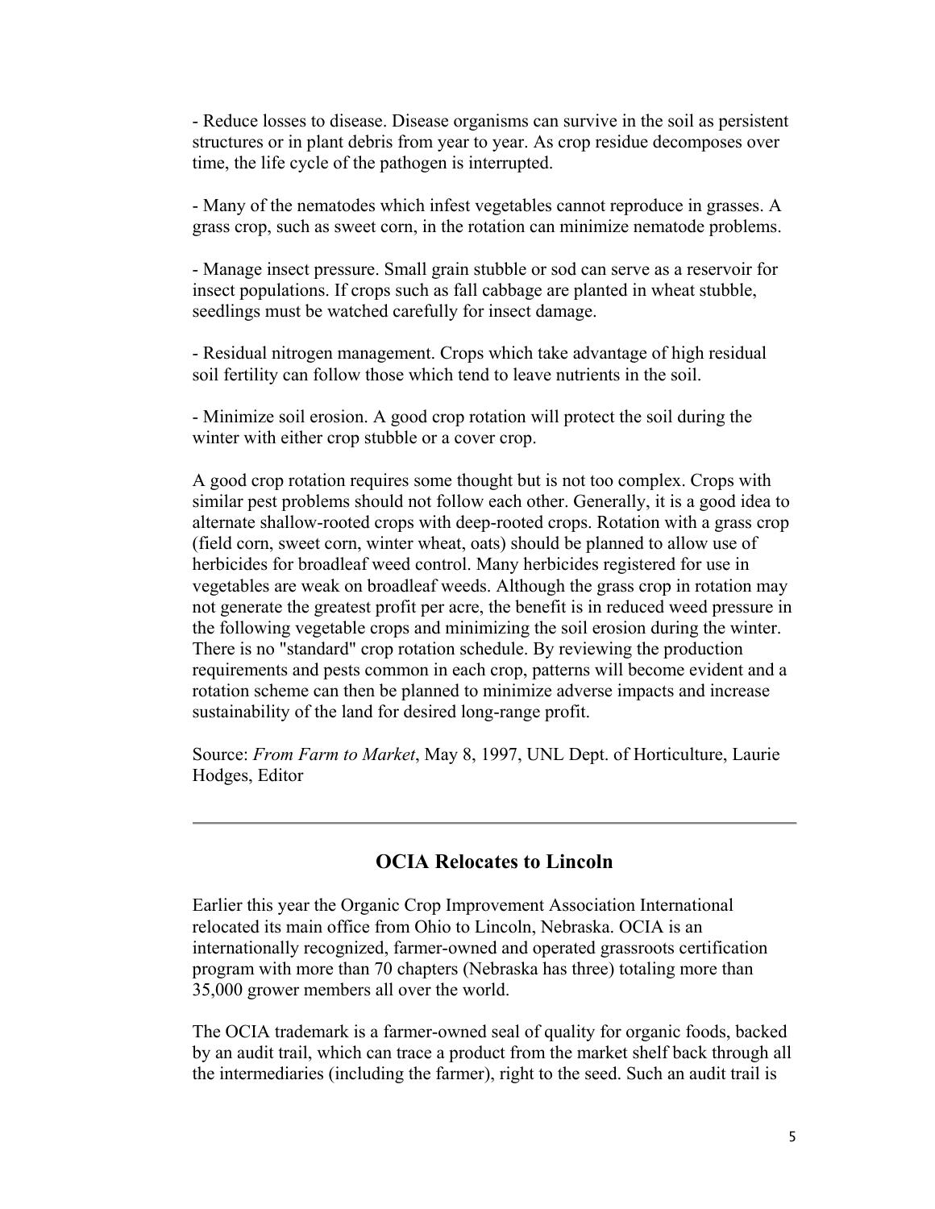- Reduce losses to disease. Disease organisms can survive in the soil as persistent structures or in plant debris from year to year. As crop residue decomposes over time, the life cycle of the pathogen is interrupted.

- Many of the nematodes which infest vegetables cannot reproduce in grasses. A grass crop, such as sweet corn, in the rotation can minimize nematode problems.

- Manage insect pressure. Small grain stubble or sod can serve as a reservoir for insect populations. If crops such as fall cabbage are planted in wheat stubble, seedlings must be watched carefully for insect damage.

- Residual nitrogen management. Crops which take advantage of high residual soil fertility can follow those which tend to leave nutrients in the soil.

- Minimize soil erosion. A good crop rotation will protect the soil during the winter with either crop stubble or a cover crop.

A good crop rotation requires some thought but is not too complex. Crops with similar pest problems should not follow each other. Generally, it is a good idea to alternate shallow-rooted crops with deep-rooted crops. Rotation with a grass crop (field corn, sweet corn, winter wheat, oats) should be planned to allow use of herbicides for broadleaf weed control. Many herbicides registered for use in vegetables are weak on broadleaf weeds. Although the grass crop in rotation may not generate the greatest profit per acre, the benefit is in reduced weed pressure in the following vegetable crops and minimizing the soil erosion during the winter. There is no "standard" crop rotation schedule. By reviewing the production requirements and pests common in each crop, patterns will become evident and a rotation scheme can then be planned to minimize adverse impacts and increase sustainability of the land for desired long-range profit.

Source: *From Farm to Market*, May 8, 1997, UNL Dept. of Horticulture, Laurie Hodges, Editor

---

## OCIA Relocates to Lincoln

Earlier this year the Organic Crop Improvement Association International relocated its main office from Ohio to Lincoln, Nebraska. OCIA is an internationally recognized, farmer-owned and operated grassroots certification program with more than 70 chapters (Nebraska has three) totaling more than 35,000 grower members all over the world.

The OCIA trademark is a farmer-owned seal of quality for organic foods, backed by an audit trail, which can trace a product from the market shelf back through all the intermediaries (including the farmer), right to the seed. Such an audit trail is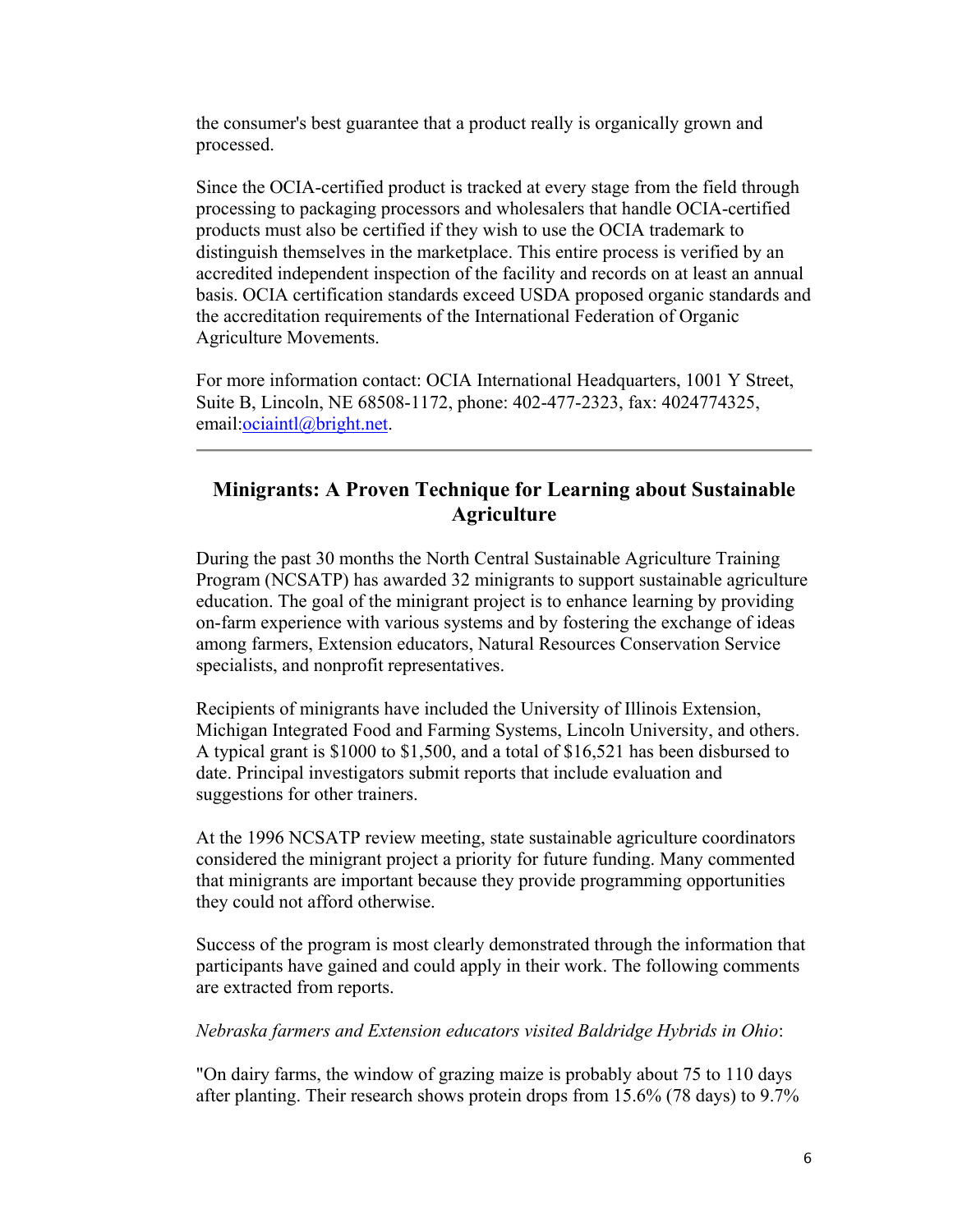the consumer's best guarantee that a product really is organically grown and processed.

Since the OCIA-certified product is tracked at every stage from the field through processing to packaging processors and wholesalers that handle OCIA-certified products must also be certified if they wish to use the OCIA trademark to distinguish themselves in the marketplace. This entire process is verified by an accredited independent inspection of the facility and records on at least an annual basis. OCIA certification standards exceed USDA proposed organic standards and the accreditation requirements of the International Federation of Organic Agriculture Movements.

For more information contact: OCIA International Headquarters, 1001 Y Street, Suite B, Lincoln, NE 68508-1172, phone: 402-477-2323, fax: 4024774325, email:[ociaintl@bright.net](mailto:ociaintl@bright.net).

---

## Minigrants: A Proven Technique for Learning about Sustainable Agriculture

During the past 30 months the North Central Sustainable Agriculture Training Program (NCSATP) has awarded 32 minigrants to support sustainable agriculture education. The goal of the minigrant project is to enhance learning by providing on-farm experience with various systems and by fostering the exchange of ideas among farmers, Extension educators, Natural Resources Conservation Service specialists, and nonprofit representatives.

Recipients of minigrants have included the University of Illinois Extension, Michigan Integrated Food and Farming Systems, Lincoln University, and others. A typical grant is $1000 to $1,500, and a total of $16,521 has been disbursed to date. Principal investigators submit reports that include evaluation and suggestions for other trainers.

At the 1996 NCSATP review meeting, state sustainable agriculture coordinators considered the minigrant project a priority for future funding. Many commented that minigrants are important because they provide programming opportunities they could not afford otherwise.

Success of the program is most clearly demonstrated through the information that participants have gained and could apply in their work. The following comments are extracted from reports.

*Nebraska farmers and Extension educators visited Baldridge Hybrids in Ohio*:

"On dairy farms, the window of grazing maize is probably about 75 to 110 days after planting. Their research shows protein drops from 15.6% (78 days) to 9.7%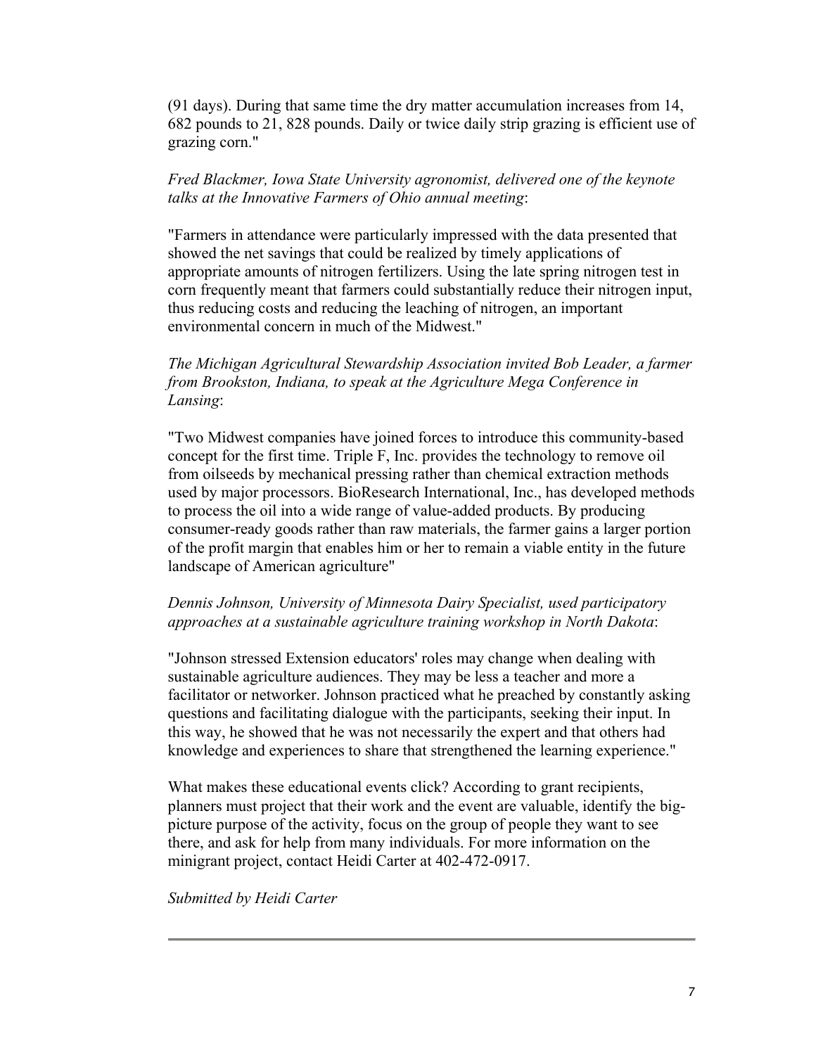(91 days). During that same time the dry matter accumulation increases from 14, 682 pounds to 21, 828 pounds. Daily or twice daily strip grazing is efficient use of grazing corn."

*Fred Blackmer, Iowa State University agronomist, delivered one of the keynote talks at the Innovative Farmers of Ohio annual meeting*:

"Farmers in attendance were particularly impressed with the data presented that showed the net savings that could be realized by timely applications of appropriate amounts of nitrogen fertilizers. Using the late spring nitrogen test in corn frequently meant that farmers could substantially reduce their nitrogen input, thus reducing costs and reducing the leaching of nitrogen, an important environmental concern in much of the Midwest."

*The Michigan Agricultural Stewardship Association invited Bob Leader, a farmer from Brookston, Indiana, to speak at the Agriculture Mega Conference in Lansing*:

"Two Midwest companies have joined forces to introduce this community-based concept for the first time. Triple F, Inc. provides the technology to remove oil from oilseeds by mechanical pressing rather than chemical extraction methods used by major processors. BioResearch International, Inc., has developed methods to process the oil into a wide range of value-added products. By producing consumer-ready goods rather than raw materials, the farmer gains a larger portion of the profit margin that enables him or her to remain a viable entity in the future landscape of American agriculture"

*Dennis Johnson, University of Minnesota Dairy Specialist, used participatory approaches at a sustainable agriculture training workshop in North Dakota*:

"Johnson stressed Extension educators' roles may change when dealing with sustainable agriculture audiences. They may be less a teacher and more a facilitator or networker. Johnson practiced what he preached by constantly asking questions and facilitating dialogue with the participants, seeking their input. In this way, he showed that he was not necessarily the expert and that others had knowledge and experiences to share that strengthened the learning experience."

What makes these educational events click? According to grant recipients, planners must project that their work and the event are valuable, identify the big-picture purpose of the activity, focus on the group of people they want to see there, and ask for help from many individuals. For more information on the minigrant project, contact Heidi Carter at 402-472-0917.

*Submitted by Heidi Carter*

---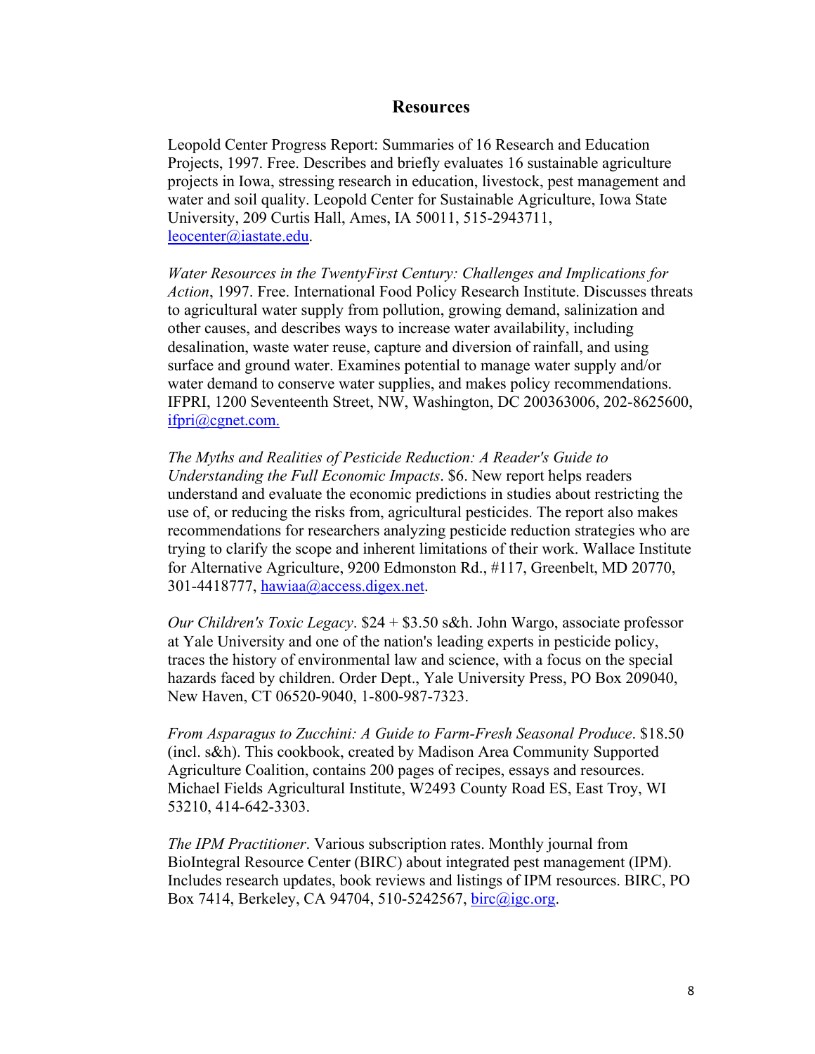## Resources

Leopold Center Progress Report: Summaries of 16 Research and Education Projects, 1997. Free. Describes and briefly evaluates 16 sustainable agriculture projects in Iowa, stressing research in education, livestock, pest management and water and soil quality. Leopold Center for Sustainable Agriculture, Iowa State University, 209 Curtis Hall, Ames, IA 50011, 515-2943711, leocenter@iastate.edu.

*Water Resources in the TwentyFirst Century: Challenges and Implications for Action*, 1997. Free. International Food Policy Research Institute. Discusses threats to agricultural water supply from pollution, growing demand, salinization and other causes, and describes ways to increase water availability, including desalination, waste water reuse, capture and diversion of rainfall, and using surface and ground water. Examines potential to manage water supply and/or water demand to conserve water supplies, and makes policy recommendations. IFPRI, 1200 Seventeenth Street, NW, Washington, DC 200363006, 202-8625600, ifpri@cgnet.com.

*The Myths and Realities of Pesticide Reduction: A Reader's Guide to Understanding the Full Economic Impacts*. $6. New report helps readers understand and evaluate the economic predictions in studies about restricting the use of, or reducing the risks from, agricultural pesticides. The report also makes recommendations for researchers analyzing pesticide reduction strategies who are trying to clarify the scope and inherent limitations of their work. Wallace Institute for Alternative Agriculture, 9200 Edmonston Rd., #117, Greenbelt, MD 20770, 301-4418777, hawiaa@access.digex.net.

*Our Children's Toxic Legacy*. $24 + $3.50 s&h. John Wargo, associate professor at Yale University and one of the nation's leading experts in pesticide policy, traces the history of environmental law and science, with a focus on the special hazards faced by children. Order Dept., Yale University Press, PO Box 209040, New Haven, CT 06520-9040, 1-800-987-7323.

*From Asparagus to Zucchini: A Guide to Farm-Fresh Seasonal Produce*. $18.50 (incl. s&h). This cookbook, created by Madison Area Community Supported Agriculture Coalition, contains 200 pages of recipes, essays and resources. Michael Fields Agricultural Institute, W2493 County Road ES, East Troy, WI 53210, 414-642-3303.

*The IPM Practitioner*. Various subscription rates. Monthly journal from BioIntegral Resource Center (BIRC) about integrated pest management (IPM). Includes research updates, book reviews and listings of IPM resources. BIRC, PO Box 7414, Berkeley, CA 94704, 510-5242567, birc@igc.org.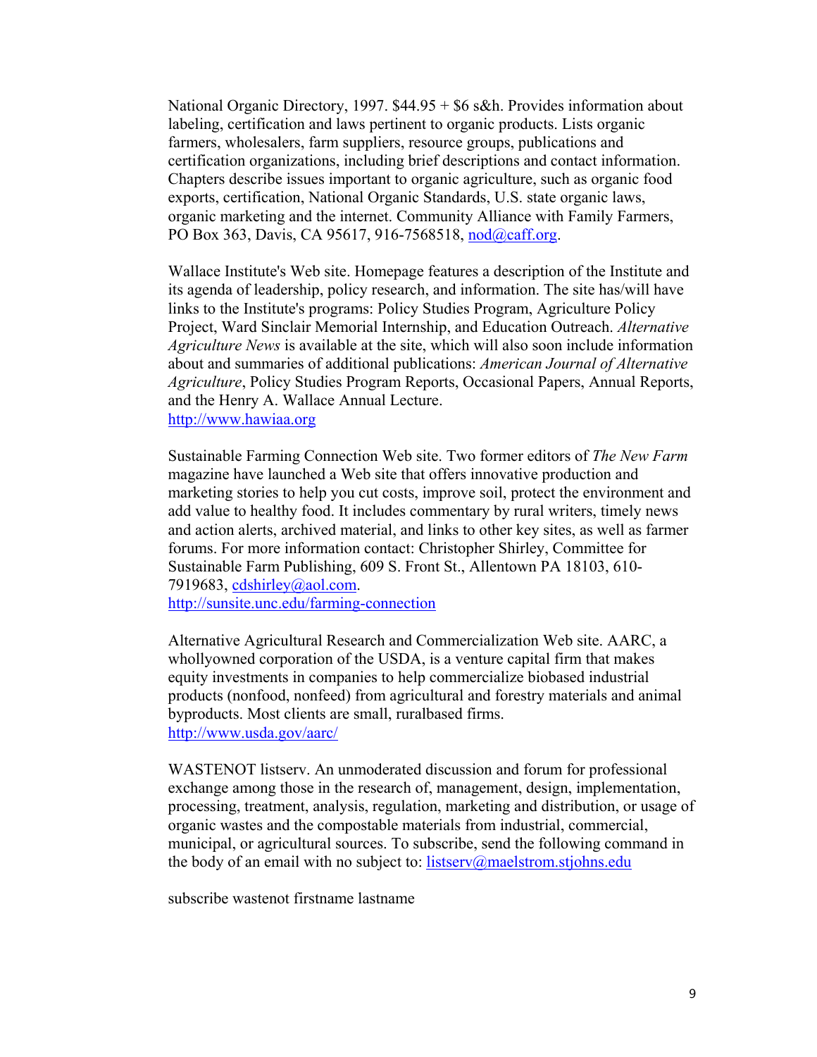National Organic Directory, 1997. $44.95 + $6 s&h. Provides information about labeling, certification and laws pertinent to organic products. Lists organic farmers, wholesalers, farm suppliers, resource groups, publications and certification organizations, including brief descriptions and contact information. Chapters describe issues important to organic agriculture, such as organic food exports, certification, National Organic Standards, U.S. state organic laws, organic marketing and the internet. Community Alliance with Family Farmers, PO Box 363, Davis, CA 95617, 916-7568518, nod@caff.org.

Wallace Institute's Web site. Homepage features a description of the Institute and its agenda of leadership, policy research, and information. The site has/will have links to the Institute's programs: Policy Studies Program, Agriculture Policy Project, Ward Sinclair Memorial Internship, and Education Outreach. *Alternative Agriculture News* is available at the site, which will also soon include information about and summaries of additional publications: *American Journal of Alternative Agriculture*, Policy Studies Program Reports, Occasional Papers, Annual Reports, and the Henry A. Wallace Annual Lecture.
http://www.hawiaa.org

Sustainable Farming Connection Web site. Two former editors of *The New Farm* magazine have launched a Web site that offers innovative production and marketing stories to help you cut costs, improve soil, protect the environment and add value to healthy food. It includes commentary by rural writers, timely news and action alerts, archived material, and links to other key sites, as well as farmer forums. For more information contact: Christopher Shirley, Committee for Sustainable Farm Publishing, 609 S. Front St., Allentown PA 18103, 610-7919683, cdshirley@aol.com.
http://sunsite.unc.edu/farming-connection

Alternative Agricultural Research and Commercialization Web site. AARC, a whollyowned corporation of the USDA, is a venture capital firm that makes equity investments in companies to help commercialize biobased industrial products (nonfood, nonfeed) from agricultural and forestry materials and animal byproducts. Most clients are small, ruralbased firms.
http://www.usda.gov/aarc/

WASTENOT listserv. An unmoderated discussion and forum for professional exchange among those in the research of, management, design, implementation, processing, treatment, analysis, regulation, marketing and distribution, or usage of organic wastes and the compostable materials from industrial, commercial, municipal, or agricultural sources. To subscribe, send the following command in the body of an email with no subject to: listserv@maelstrom.stjohns.edu

subscribe wastenot firstname lastname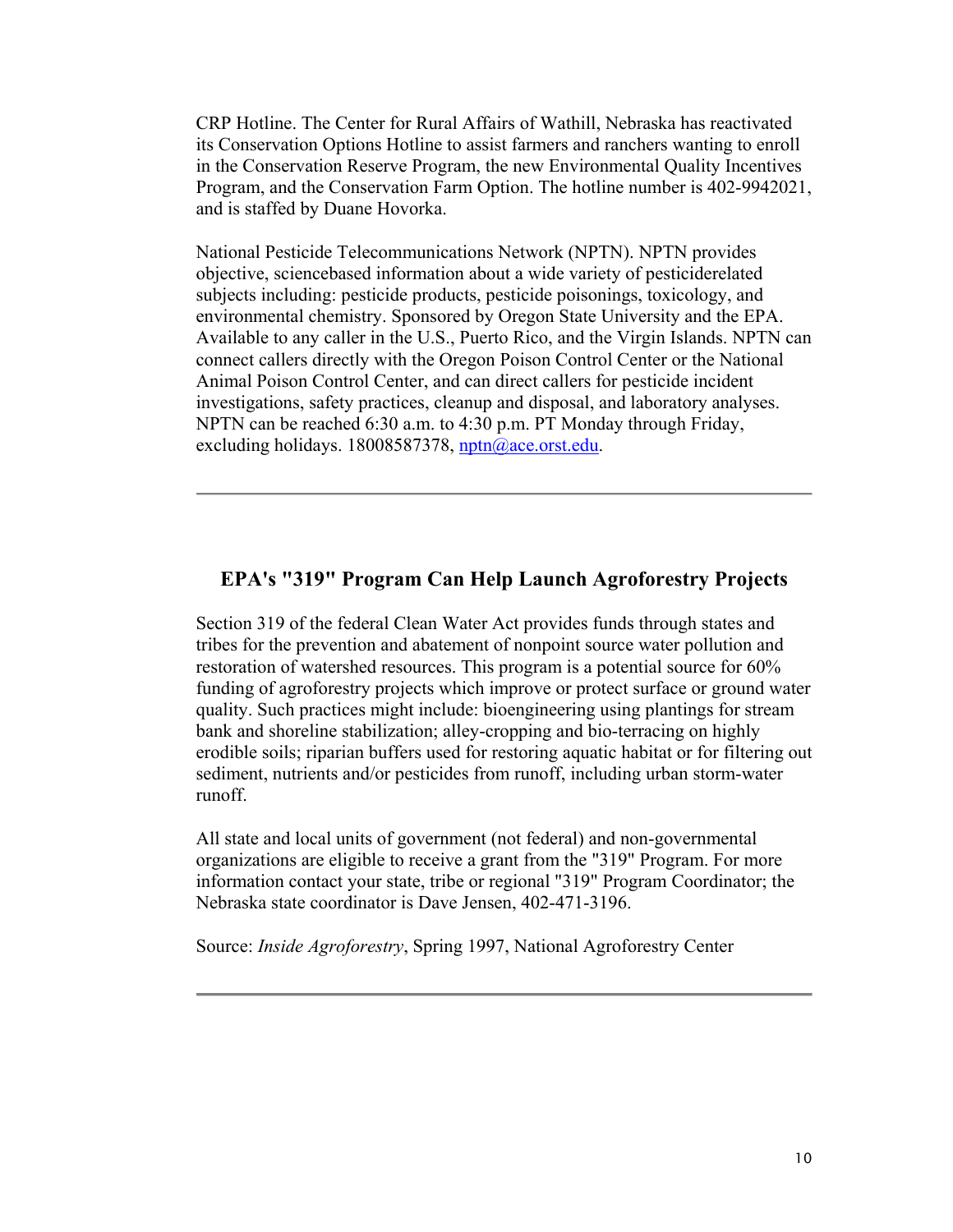CRP Hotline. The Center for Rural Affairs of Wathill, Nebraska has reactivated its Conservation Options Hotline to assist farmers and ranchers wanting to enroll in the Conservation Reserve Program, the new Environmental Quality Incentives Program, and the Conservation Farm Option. The hotline number is 402-9942021, and is staffed by Duane Hovorka.

National Pesticide Telecommunications Network (NPTN). NPTN provides objective, sciencebased information about a wide variety of pesticiderelated subjects including: pesticide products, pesticide poisonings, toxicology, and environmental chemistry. Sponsored by Oregon State University and the EPA. Available to any caller in the U.S., Puerto Rico, and the Virgin Islands. NPTN can connect callers directly with the Oregon Poison Control Center or the National Animal Poison Control Center, and can direct callers for pesticide incident investigations, safety practices, cleanup and disposal, and laboratory analyses. NPTN can be reached 6:30 a.m. to 4:30 p.m. PT Monday through Friday, excluding holidays. 18008587378, [nptn@ace.orst.edu](mailto:nptn@ace.orst.edu).

---

## EPA's "319" Program Can Help Launch Agroforestry Projects

Section 319 of the federal Clean Water Act provides funds through states and tribes for the prevention and abatement of nonpoint source water pollution and restoration of watershed resources. This program is a potential source for 60% funding of agroforestry projects which improve or protect surface or ground water quality. Such practices might include: bioengineering using plantings for stream bank and shoreline stabilization; alley-cropping and bio-terracing on highly erodible soils; riparian buffers used for restoring aquatic habitat or for filtering out sediment, nutrients and/or pesticides from runoff, including urban storm-water runoff.

All state and local units of government (not federal) and non-governmental organizations are eligible to receive a grant from the "319" Program. For more information contact your state, tribe or regional "319" Program Coordinator; the Nebraska state coordinator is Dave Jensen, 402-471-3196.

Source: *Inside Agroforestry*, Spring 1997, National Agroforestry Center

---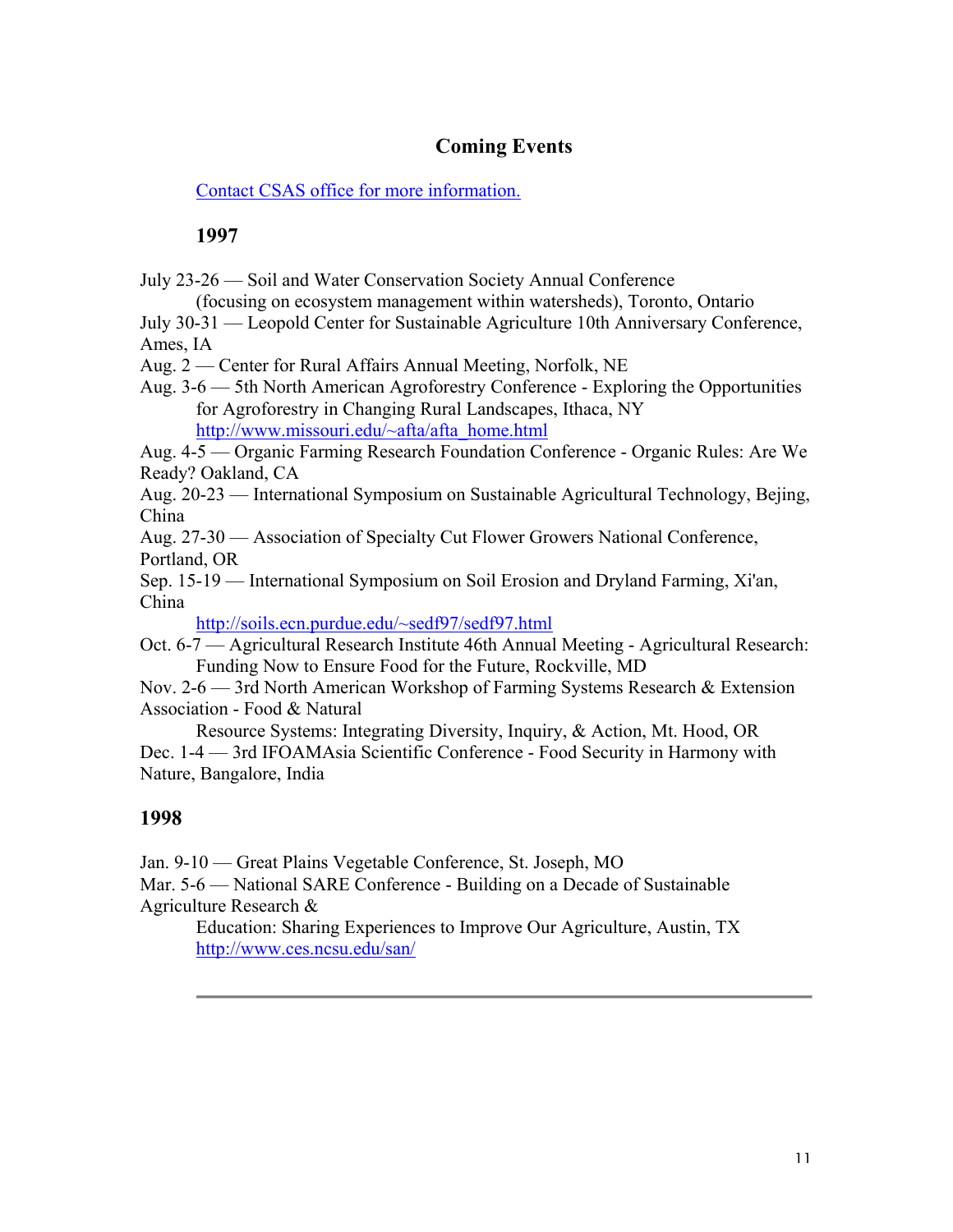## Coming Events

Contact CSAS office for more information.

### 1997

July 23-26 — Soil and Water Conservation Society Annual Conference (focusing on ecosystem management within watersheds), Toronto, Ontario

July 30-31 — Leopold Center for Sustainable Agriculture 10th Anniversary Conference, Ames, IA

Aug. 2 — Center for Rural Affairs Annual Meeting, Norfolk, NE

Aug. 3-6 — 5th North American Agroforestry Conference - Exploring the Opportunities for Agroforestry in Changing Rural Landscapes, Ithaca, NY
http://www.missouri.edu/~afta/afta_home.html

Aug. 4-5 — Organic Farming Research Foundation Conference - Organic Rules: Are We Ready? Oakland, CA

Aug. 20-23 — International Symposium on Sustainable Agricultural Technology, Bejing, China

Aug. 27-30 — Association of Specialty Cut Flower Growers National Conference, Portland, OR

Sep. 15-19 — International Symposium on Soil Erosion and Dryland Farming, Xi'an, China
http://soils.ecn.purdue.edu/~sedf97/sedf97.html

Oct. 6-7 — Agricultural Research Institute 46th Annual Meeting - Agricultural Research: Funding Now to Ensure Food for the Future, Rockville, MD

Nov. 2-6 — 3rd North American Workshop of Farming Systems Research & Extension Association - Food & Natural Resource Systems: Integrating Diversity, Inquiry, & Action, Mt. Hood, OR

Dec. 1-4 — 3rd IFOAMAsia Scientific Conference - Food Security in Harmony with Nature, Bangalore, India

### 1998

Jan. 9-10 — Great Plains Vegetable Conference, St. Joseph, MO

Mar. 5-6 — National SARE Conference - Building on a Decade of Sustainable Agriculture Research & Education: Sharing Experiences to Improve Our Agriculture, Austin, TX
http://www.ces.ncsu.edu/san/

---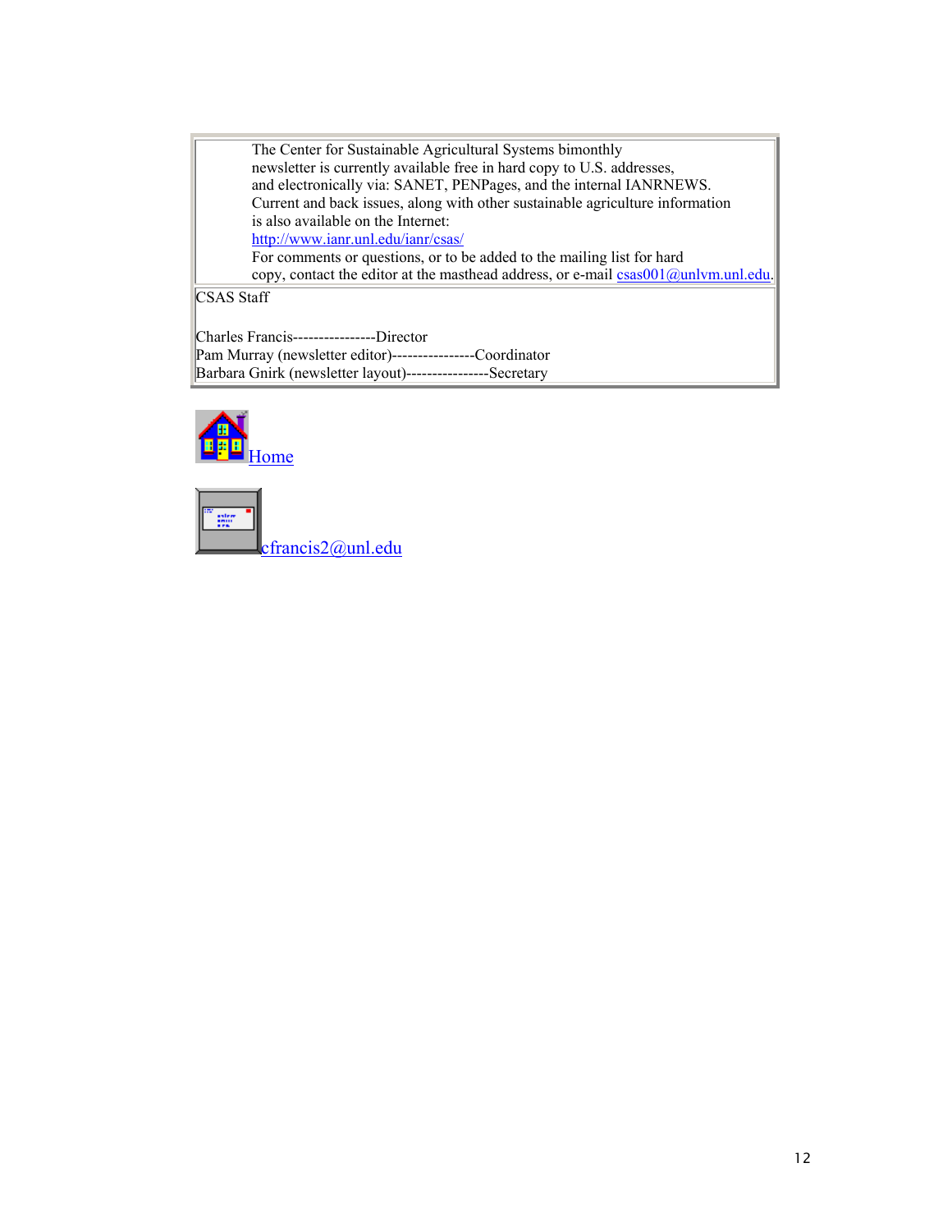| |
|---|
| The Center for Sustainable Agricultural Systems bimonthly newsletter is currently available free in hard copy to U.S. addresses, and electronically via: SANET, PENPages, and the internal IANRNEWS. Current and back issues, along with other sustainable agriculture information is also available on the Internet: http://www.ianr.unl.edu/ianr/csas/ For comments or questions, or to be added to the mailing list for hard copy, contact the editor at the masthead address, or e-mail csas001@unlvm.unl.edu. |
| CSAS Staff<br><br>Charles Francis----------------Director<br>Pam Murray (newsletter editor)----------------Coordinator<br>Barbara Gnirk (newsletter layout)----------------Secretary |

Home

cfrancis2@unl.edu